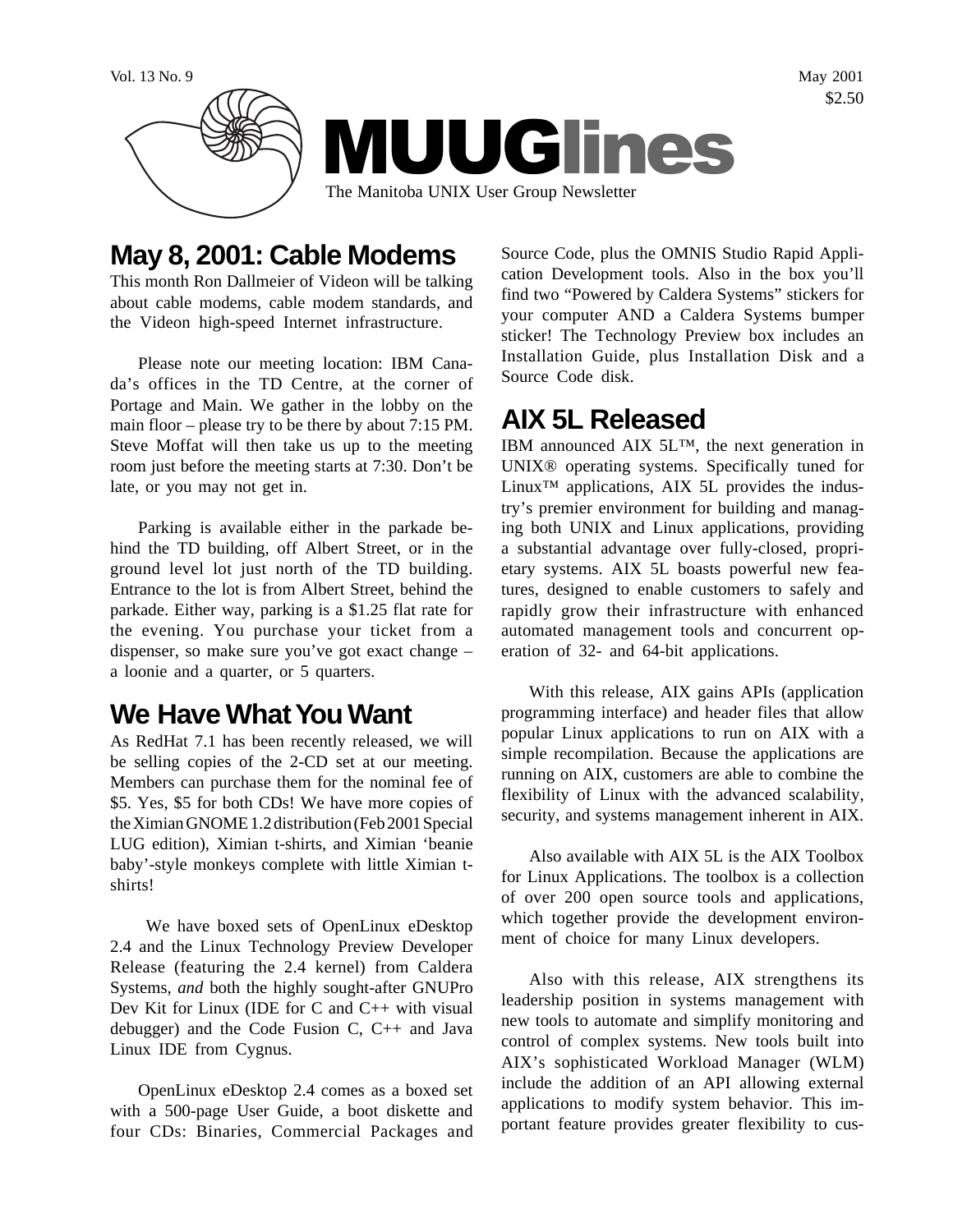# MUUGlines

The Manitoba UNIX User Group Newsletter

Vol. 13 No. 9 May 2001 $2.50

## May 8, 2001: Cable Modems

This month Ron Dallmeier of Videon will be talking about cable modems, cable modem standards, and the Videon high-speed Internet infrastructure.

Please note our meeting location: IBM Canada's offices in the TD Centre, at the corner of Portage and Main. We gather in the lobby on the main floor – please try to be there by about 7:15 PM. Steve Moffat will then take us up to the meeting room just before the meeting starts at 7:30. Don't be late, or you may not get in.

Parking is available either in the parkade behind the TD building, off Albert Street, or in the ground level lot just north of the TD building. Entrance to the lot is from Albert Street, behind the parkade. Either way, parking is a $1.25 flat rate for the evening. You purchase your ticket from a dispenser, so make sure you've got exact change – a loonie and a quarter, or 5 quarters.

## We Have What You Want

As RedHat 7.1 has been recently released, we will be selling copies of the 2-CD set at our meeting. Members can purchase them for the nominal fee of $5. Yes, $5 for both CDs! We have more copies of the Ximian GNOME 1.2 distribution (Feb 2001 Special LUG edition), Ximian t-shirts, and Ximian 'beanie baby'-style monkeys complete with little Ximian t-shirts!

We have boxed sets of OpenLinux eDesktop 2.4 and the Linux Technology Preview Developer Release (featuring the 2.4 kernel) from Caldera Systems, *and* both the highly sought-after GNUPro Dev Kit for Linux (IDE for C and C++ with visual debugger) and the Code Fusion C, C++ and Java Linux IDE from Cygnus.

OpenLinux eDesktop 2.4 comes as a boxed set with a 500-page User Guide, a boot diskette and four CDs: Binaries, Commercial Packages and Source Code, plus the OMNIS Studio Rapid Application Development tools. Also in the box you'll find two "Powered by Caldera Systems" stickers for your computer AND a Caldera Systems bumper sticker! The Technology Preview box includes an Installation Guide, plus Installation Disk and a Source Code disk.

## AIX 5L Released

IBM announced AIX 5L™, the next generation in UNIX® operating systems. Specifically tuned for Linux™ applications, AIX 5L provides the industry's premier environment for building and managing both UNIX and Linux applications, providing a substantial advantage over fully-closed, proprietary systems. AIX 5L boasts powerful new features, designed to enable customers to safely and rapidly grow their infrastructure with enhanced automated management tools and concurrent operation of 32- and 64-bit applications.

With this release, AIX gains APIs (application programming interface) and header files that allow popular Linux applications to run on AIX with a simple recompilation. Because the applications are running on AIX, customers are able to combine the flexibility of Linux with the advanced scalability, security, and systems management inherent in AIX.

Also available with AIX 5L is the AIX Toolbox for Linux Applications. The toolbox is a collection of over 200 open source tools and applications, which together provide the development environment of choice for many Linux developers.

Also with this release, AIX strengthens its leadership position in systems management with new tools to automate and simplify monitoring and control of complex systems. New tools built into AIX's sophisticated Workload Manager (WLM) include the addition of an API allowing external applications to modify system behavior. This important feature provides greater flexibility to cus-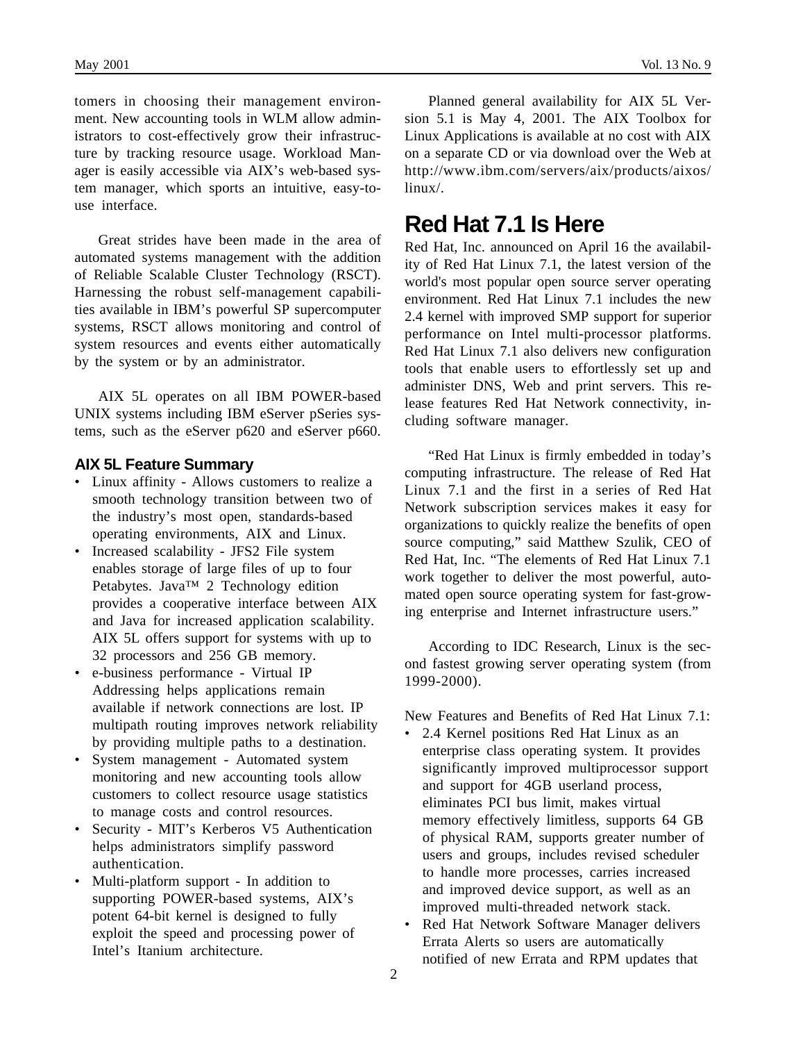tomers in choosing their management environment. New accounting tools in WLM allow administrators to cost-effectively grow their infrastructure by tracking resource usage. Workload Manager is easily accessible via AIX's web-based system manager, which sports an intuitive, easy-to-use interface.

Great strides have been made in the area of automated systems management with the addition of Reliable Scalable Cluster Technology (RSCT). Harnessing the robust self-management capabilities available in IBM's powerful SP supercomputer systems, RSCT allows monitoring and control of system resources and events either automatically by the system or by an administrator.

AIX 5L operates on all IBM POWER-based UNIX systems including IBM eServer pSeries systems, such as the eServer p620 and eServer p660.

### AIX 5L Feature Summary

- Linux affinity - Allows customers to realize a smooth technology transition between two of the industry's most open, standards-based operating environments, AIX and Linux.
- Increased scalability - JFS2 File system enables storage of large files of up to four Petabytes. Java™ 2 Technology edition provides a cooperative interface between AIX and Java for increased application scalability. AIX 5L offers support for systems with up to 32 processors and 256 GB memory.
- e-business performance - Virtual IP Addressing helps applications remain available if network connections are lost. IP multipath routing improves network reliability by providing multiple paths to a destination.
- System management - Automated system monitoring and new accounting tools allow customers to collect resource usage statistics to manage costs and control resources.
- Security - MIT's Kerberos V5 Authentication helps administrators simplify password authentication.
- Multi-platform support - In addition to supporting POWER-based systems, AIX's potent 64-bit kernel is designed to fully exploit the speed and processing power of Intel's Itanium architecture.

Planned general availability for AIX 5L Version 5.1 is May 4, 2001. The AIX Toolbox for Linux Applications is available at no cost with AIX on a separate CD or via download over the Web at http://www.ibm.com/servers/aix/products/aixos/linux/.

## Red Hat 7.1 Is Here

Red Hat, Inc. announced on April 16 the availability of Red Hat Linux 7.1, the latest version of the world's most popular open source server operating environment. Red Hat Linux 7.1 includes the new 2.4 kernel with improved SMP support for superior performance on Intel multi-processor platforms. Red Hat Linux 7.1 also delivers new configuration tools that enable users to effortlessly set up and administer DNS, Web and print servers. This release features Red Hat Network connectivity, including software manager.

"Red Hat Linux is firmly embedded in today's computing infrastructure. The release of Red Hat Linux 7.1 and the first in a series of Red Hat Network subscription services makes it easy for organizations to quickly realize the benefits of open source computing," said Matthew Szulik, CEO of Red Hat, Inc. "The elements of Red Hat Linux 7.1 work together to deliver the most powerful, automated open source operating system for fast-growing enterprise and Internet infrastructure users."

According to IDC Research, Linux is the second fastest growing server operating system (from 1999-2000).

New Features and Benefits of Red Hat Linux 7.1:

- 2.4 Kernel positions Red Hat Linux as an enterprise class operating system. It provides significantly improved multiprocessor support and support for 4GB userland process, eliminates PCI bus limit, makes virtual memory effectively limitless, supports 64 GB of physical RAM, supports greater number of users and groups, includes revised scheduler to handle more processes, carries increased and improved device support, as well as an improved multi-threaded network stack.
- Red Hat Network Software Manager delivers Errata Alerts so users are automatically notified of new Errata and RPM updates that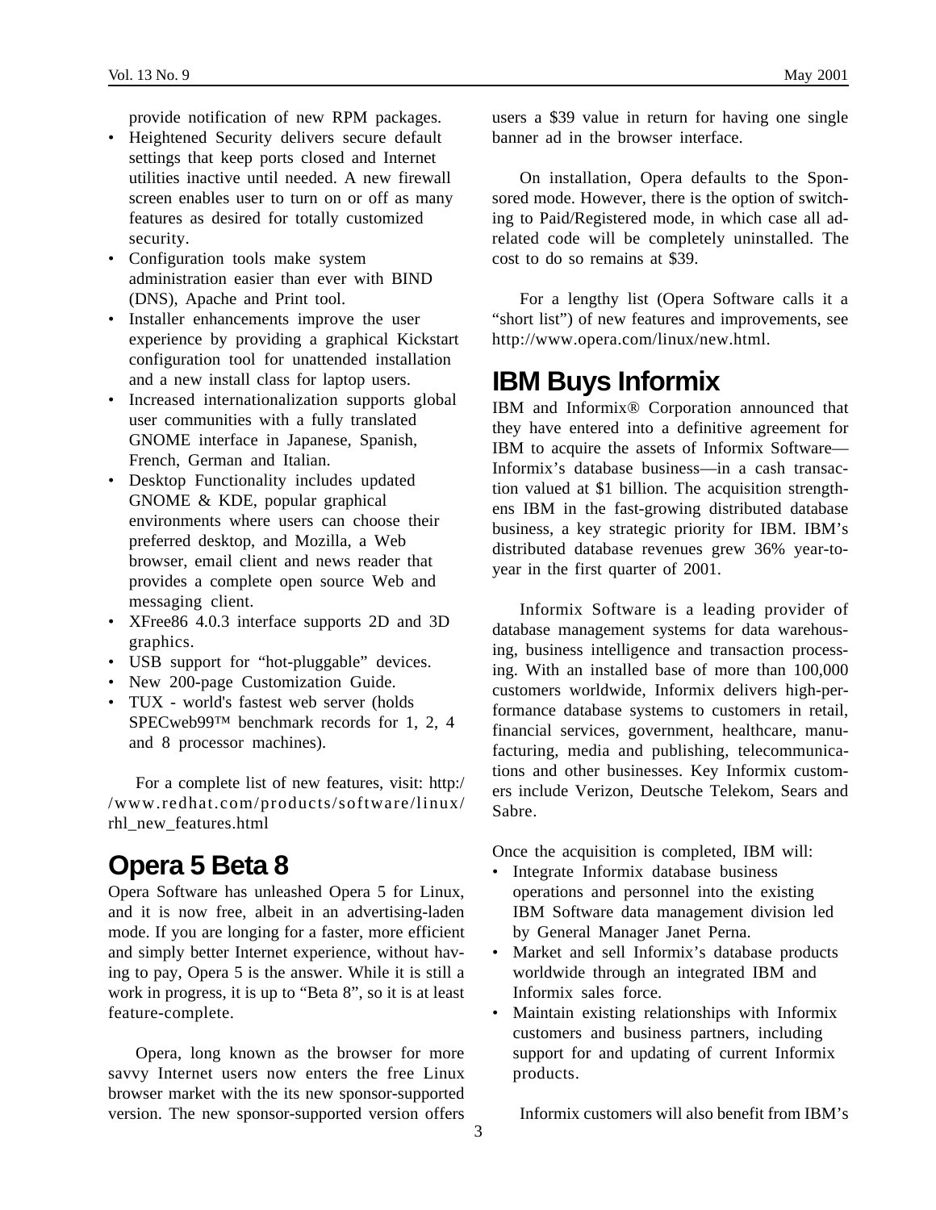provide notification of new RPM packages.

- Heightened Security delivers secure default settings that keep ports closed and Internet utilities inactive until needed. A new firewall screen enables user to turn on or off as many features as desired for totally customized security.
- Configuration tools make system administration easier than ever with BIND (DNS), Apache and Print tool.
- Installer enhancements improve the user experience by providing a graphical Kickstart configuration tool for unattended installation and a new install class for laptop users.
- Increased internationalization supports global user communities with a fully translated GNOME interface in Japanese, Spanish, French, German and Italian.
- Desktop Functionality includes updated GNOME & KDE, popular graphical environments where users can choose their preferred desktop, and Mozilla, a Web browser, email client and news reader that provides a complete open source Web and messaging client.
- XFree86 4.0.3 interface supports 2D and 3D graphics.
- USB support for "hot-pluggable" devices.
- New 200-page Customization Guide.
- TUX - world's fastest web server (holds SPECweb99™ benchmark records for 1, 2, 4 and 8 processor machines).

For a complete list of new features, visit: http://www.redhat.com/products/software/linux/rhl_new_features.html

# Opera 5 Beta 8

Opera Software has unleashed Opera 5 for Linux, and it is now free, albeit in an advertising-laden mode. If you are longing for a faster, more efficient and simply better Internet experience, without having to pay, Opera 5 is the answer. While it is still a work in progress, it is up to "Beta 8", so it is at least feature-complete.

Opera, long known as the browser for more savvy Internet users now enters the free Linux browser market with the its new sponsor-supported version. The new sponsor-supported version offers users a $39 value in return for having one single banner ad in the browser interface.

On installation, Opera defaults to the Sponsored mode. However, there is the option of switching to Paid/Registered mode, in which case all ad-related code will be completely uninstalled. The cost to do so remains at $39.

For a lengthy list (Opera Software calls it a "short list") of new features and improvements, see http://www.opera.com/linux/new.html.

# IBM Buys Informix

IBM and Informix® Corporation announced that they have entered into a definitive agreement for IBM to acquire the assets of Informix Software—Informix's database business—in a cash transaction valued at $1 billion. The acquisition strengthens IBM in the fast-growing distributed database business, a key strategic priority for IBM. IBM's distributed database revenues grew 36% year-to-year in the first quarter of 2001.

Informix Software is a leading provider of database management systems for data warehousing, business intelligence and transaction processing. With an installed base of more than 100,000 customers worldwide, Informix delivers high-performance database systems to customers in retail, financial services, government, healthcare, manufacturing, media and publishing, telecommunications and other businesses. Key Informix customers include Verizon, Deutsche Telekom, Sears and Sabre.

Once the acquisition is completed, IBM will:

- Integrate Informix database business operations and personnel into the existing IBM Software data management division led by General Manager Janet Perna.
- Market and sell Informix's database products worldwide through an integrated IBM and Informix sales force.
- Maintain existing relationships with Informix customers and business partners, including support for and updating of current Informix products.

Informix customers will also benefit from IBM's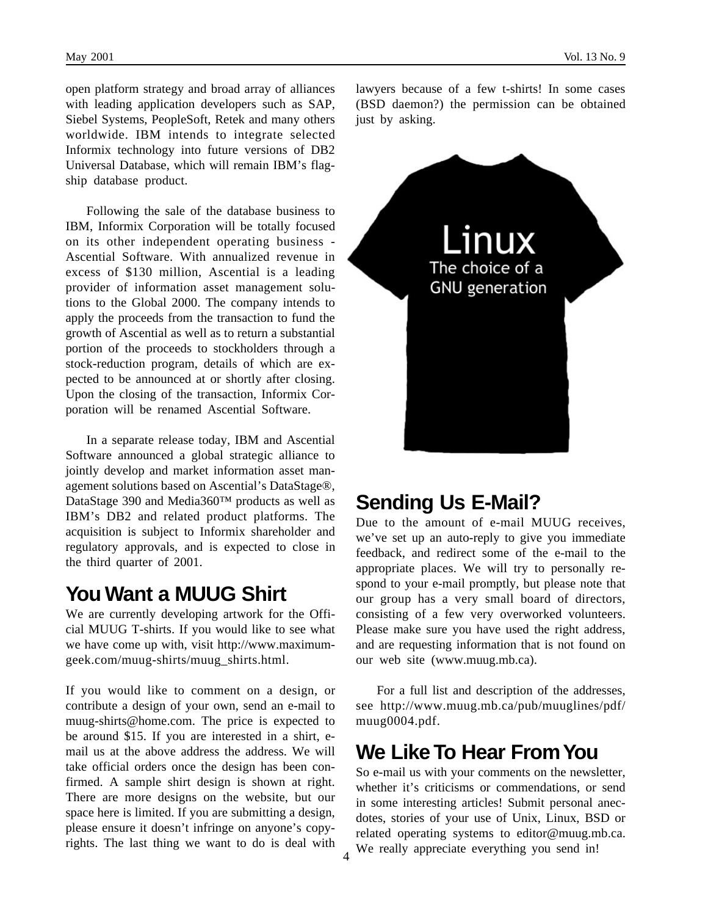open platform strategy and broad array of alliances with leading application developers such as SAP, Siebel Systems, PeopleSoft, Retek and many others worldwide. IBM intends to integrate selected Informix technology into future versions of DB2 Universal Database, which will remain IBM's flagship database product.

Following the sale of the database business to IBM, Informix Corporation will be totally focused on its other independent operating business - Ascential Software. With annualized revenue in excess of $130 million, Ascential is a leading provider of information asset management solutions to the Global 2000. The company intends to apply the proceeds from the transaction to fund the growth of Ascential as well as to return a substantial portion of the proceeds to stockholders through a stock-reduction program, details of which are expected to be announced at or shortly after closing. Upon the closing of the transaction, Informix Corporation will be renamed Ascential Software.

In a separate release today, IBM and Ascential Software announced a global strategic alliance to jointly develop and market information asset management solutions based on Ascential's DataStage®, DataStage 390 and Media360™ products as well as IBM's DB2 and related product platforms. The acquisition is subject to Informix shareholder and regulatory approvals, and is expected to close in the third quarter of 2001.

## You Want a MUUG Shirt

We are currently developing artwork for the Official MUUG T-shirts. If you would like to see what we have come up with, visit http://www.maximum-geek.com/muug-shirts/muug_shirts.html.

If you would like to comment on a design, or contribute a design of your own, send an e-mail to muug-shirts@home.com. The price is expected to be around $15. If you are interested in a shirt, e-mail us at the above address the address. We will take official orders once the design has been confirmed. A sample shirt design is shown at right. There are more designs on the website, but our space here is limited. If you are submitting a design, please ensure it doesn't infringe on anyone's copyrights. The last thing we want to do is deal with lawyers because of a few t-shirts! In some cases (BSD daemon?) the permission can be obtained just by asking.

Linux
The choice of a
GNU generation

## Sending Us E-Mail?

Due to the amount of e-mail MUUG receives, we've set up an auto-reply to give you immediate feedback, and redirect some of the e-mail to the appropriate places. We will try to personally respond to your e-mail promptly, but please note that our group has a very small board of directors, consisting of a few very overworked volunteers. Please make sure you have used the right address, and are requesting information that is not found on our web site (www.muug.mb.ca).

For a full list and description of the addresses, see http://www.muug.mb.ca/pub/muuglines/pdf/muug0004.pdf.

## We Like To Hear From You

So e-mail us with your comments on the newsletter, whether it's criticisms or commendations, or send in some interesting articles! Submit personal anecdotes, stories of your use of Unix, Linux, BSD or related operating systems to editor@muug.mb.ca. We really appreciate everything you send in!